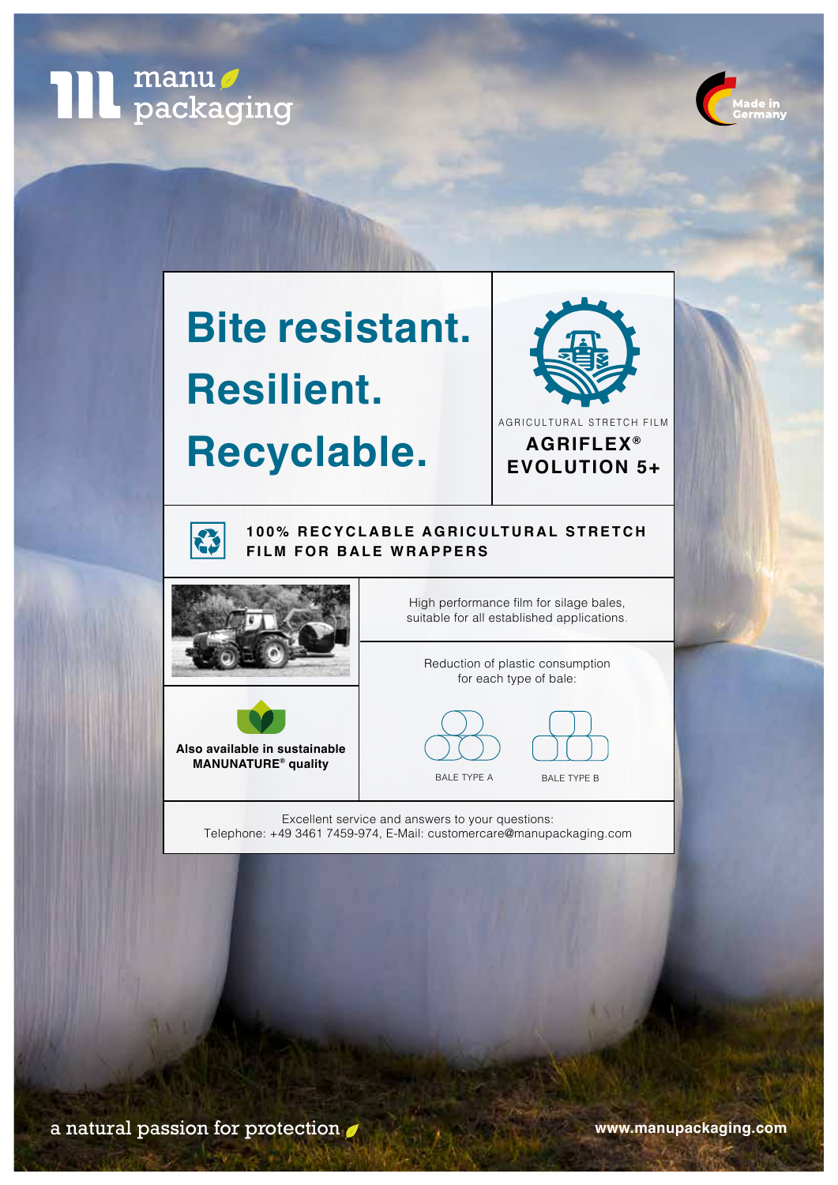manu packaging

Made in Germany

# Bite resistant. Resilient. Recyclable.

AGRICULTURAL STRETCH FILM

**AGRIFLEX® EVOLUTION 5+**

## 100% RECYCLABLE AGRICULTURAL STRETCH FILM FOR BALE WRAPPERS

High performance film for silage bales, suitable for all established applications.

Reduction of plastic consumption for each type of bale:

BALE TYPE A

BALE TYPE B

**Also available in sustainable MANUNATURE® quality**

Excellent service and answers to your questions:
Telephone: +49 3461 7459-974, E-Mail: customercare@manupackaging.com

a natural passion for protection

**www.manupackaging.com**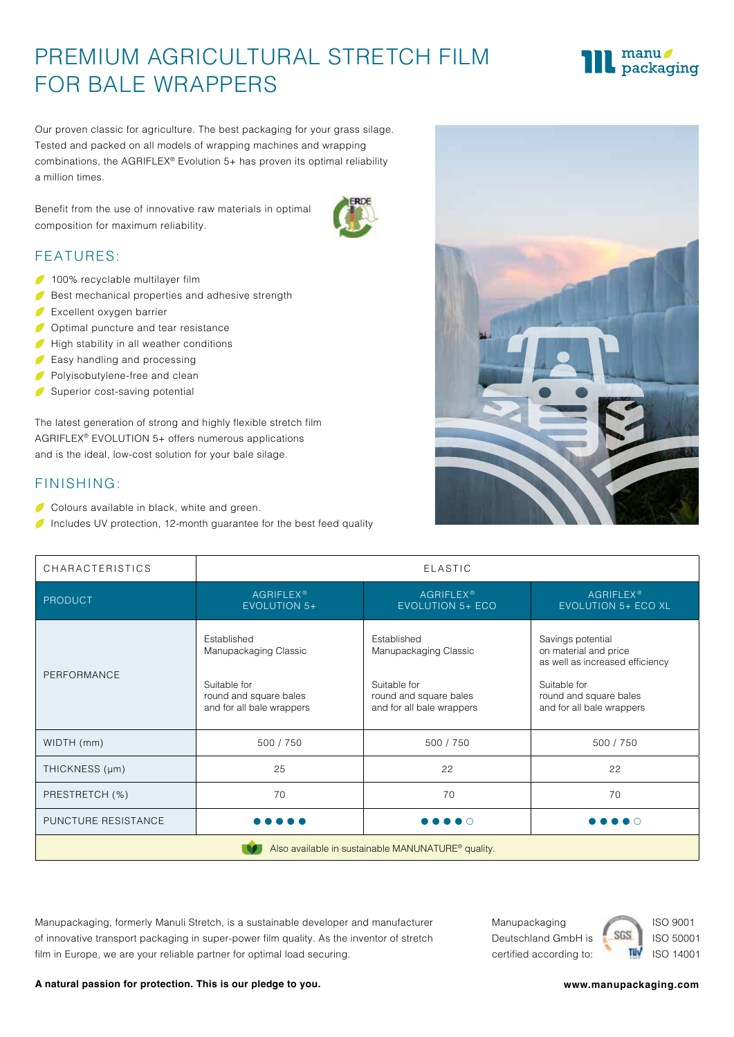# PREMIUM AGRICULTURAL STRETCH FILM FOR BALE WRAPPERS

Our proven classic for agriculture. The best packaging for your grass silage. Tested and packed on all models of wrapping machines and wrapping combinations, the AGRIFLEX® Evolution 5+ has proven its optimal reliability a million times.

Benefit from the use of innovative raw materials in optimal composition for maximum reliability.

## FEATURES:

- 100% recyclable multilayer film
- Best mechanical properties and adhesive strength
- Excellent oxygen barrier
- Optimal puncture and tear resistance
- High stability in all weather conditions
- Easy handling and processing
- Polyisobutylene-free and clean
- Superior cost-saving potential

The latest generation of strong and highly flexible stretch film AGRIFLEX® EVOLUTION 5+ offers numerous applications and is the ideal, low-cost solution for your bale silage.

## FINISHING:

- Colours available in black, white and green.
- Includes UV protection, 12-month guarantee for the best feed quality

| CHARACTERISTICS | ELASTIC | | |
|---|---|---|---|
| PRODUCT | AGRIFLEX® EVOLUTION 5+ | AGRIFLEX® EVOLUTION 5+ ECO | AGRIFLEX® EVOLUTION 5+ ECO XL |
| PERFORMANCE | Established Manupackaging Classic<br><br>Suitable for round and square bales and for all bale wrappers | Established Manupackaging Classic<br><br>Suitable for round and square bales and for all bale wrappers | Savings potential on material and price as well as increased efficiency<br><br>Suitable for round and square bales and for all bale wrappers |
| WIDTH (mm) | 500 / 750 | 500 / 750 | 500 / 750 |
| THICKNESS (µm) | 25 | 22 | 22 |
| PRESTRETCH (%) | 70 | 70 | 70 |
| PUNCTURE RESISTANCE | ●●●●● | ●●●●○ | ●●●●○ |
| Also available in sustainable MANUNATURE® quality. | | | |

Manupackaging, formerly Manuli Stretch, is a sustainable developer and manufacturer of innovative transport packaging in super-power film quality. As the inventor of stretch film in Europe, we are your reliable partner for optimal load securing.

Manupackaging Deutschland GmbH is certified according to: ISO 9001, ISO 50001, ISO 14001

**A natural passion for protection. This is our pledge to you.**

**www.manupackaging.com**